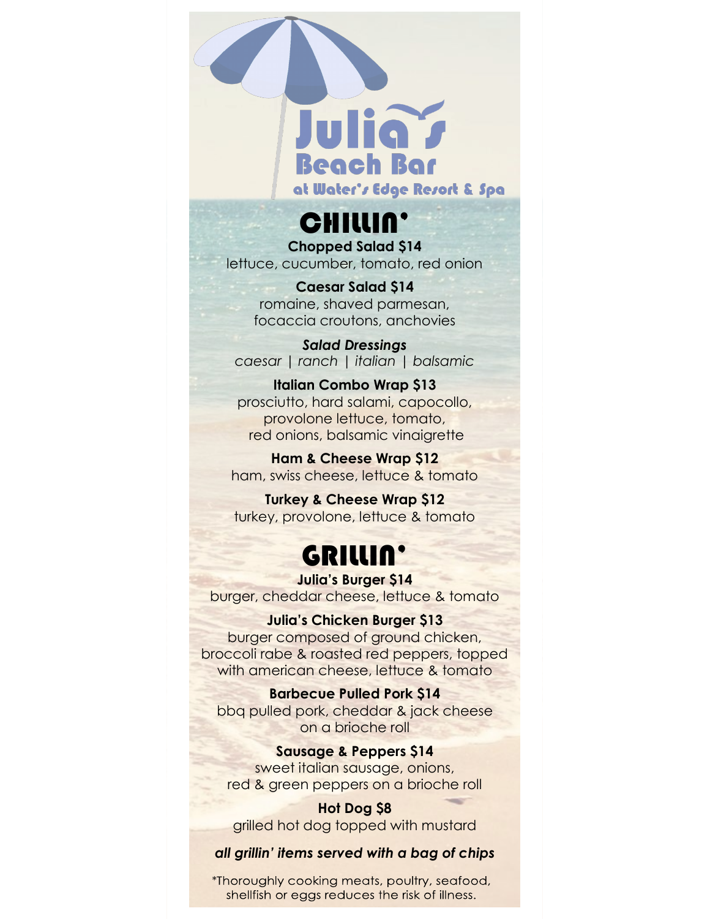# Julia's Beach Bar

at Water's Edge Resort & Spa

## CHILLIN'

**Chopped Salad $14**
lettuce, cucumber, tomato, red onion

**Caesar Salad $14**
romaine, shaved parmesan,
focaccia croutons, anchovies

***Salad Dressings***
*caesar | ranch | italian | balsamic*

**Italian Combo Wrap $13**
prosciutto, hard salami, capocollo,
provolone lettuce, tomato,
red onions, balsamic vinaigrette

**Ham & Cheese Wrap $12**
ham, swiss cheese, lettuce & tomato

**Turkey & Cheese Wrap $12**
turkey, provolone, lettuce & tomato

## GRILLIN'

**Julia's Burger $14**
burger, cheddar cheese, lettuce & tomato

**Julia's Chicken Burger $13**
burger composed of ground chicken,
broccoli rabe & roasted red peppers, topped
with american cheese, lettuce & tomato

**Barbecue Pulled Pork $14**
bbq pulled pork, cheddar & jack cheese
on a brioche roll

**Sausage & Peppers $14**
sweet italian sausage, onions,
red & green peppers on a brioche roll

**Hot Dog $8**
grilled hot dog topped with mustard

***all grillin' items served with a bag of chips***

*Thoroughly cooking meats, poultry, seafood, shellfish or eggs reduces the risk of illness.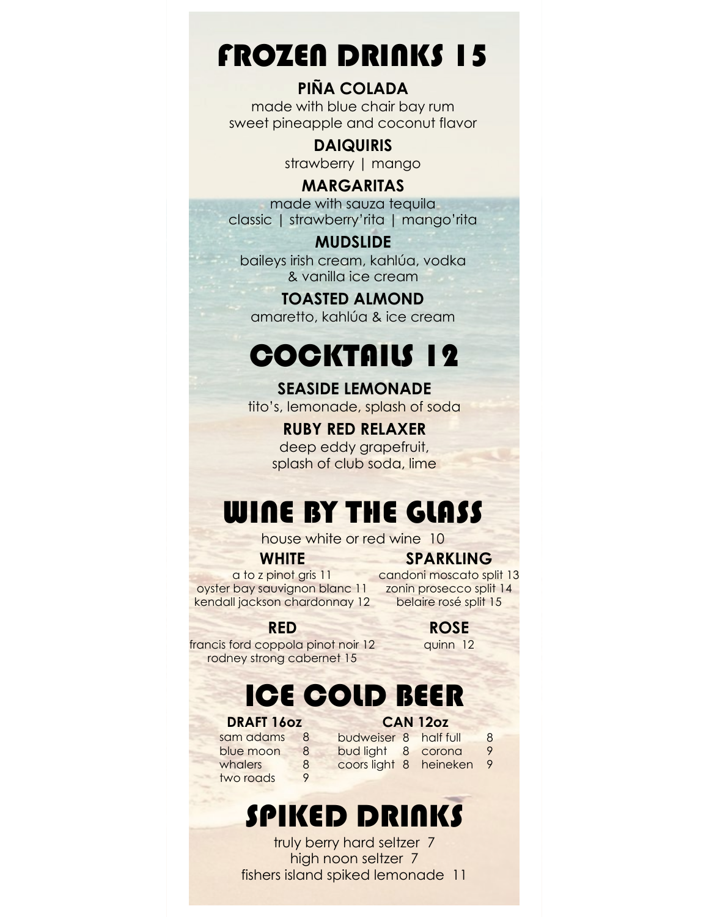# FROZEN DRINKS 15

### PIÑA COLADA
made with blue chair bay rum
sweet pineapple and coconut flavor

### DAIQUIRIS
strawberry | mango

### MARGARITAS
made with sauza tequila
classic | strawberry'rita | mango'rita

### MUDSLIDE
baileys irish cream, kahlúa, vodka
& vanilla ice cream

### TOASTED ALMOND
amaretto, kahlúa & ice cream

# COCKTAILS 12

### SEASIDE LEMONADE
tito's, lemonade, splash of soda

### RUBY RED RELAXER
deep eddy grapefruit,
splash of club soda, lime

# WINE BY THE GLASS

house white or red wine 10

### WHITE
a to z pinot gris 11
oyster bay sauvignon blanc 11
kendall jackson chardonnay 12

### SPARKLING
candoni moscato split 13
zonin prosecco split 14
belaire rosé split 15

### RED
francis ford coppola pinot noir 12
rodney strong cabernet 15

### ROSE
quinn 12

# ICE COLD BEER

### DRAFT 16oz

| | |
|---|---|
| sam adams | 8 |
| blue moon | 8 |
| whalers | 8 |
| two roads | 9 |

### CAN 12oz

| | | | |
|---|---|---|---|
| budweiser | 8 | half full | 8 |
| bud light | 8 | corona | 9 |
| coors light | 8 | heineken | 9 |

# SPIKED DRINKS

truly berry hard seltzer 7
high noon seltzer 7
fishers island spiked lemonade 11